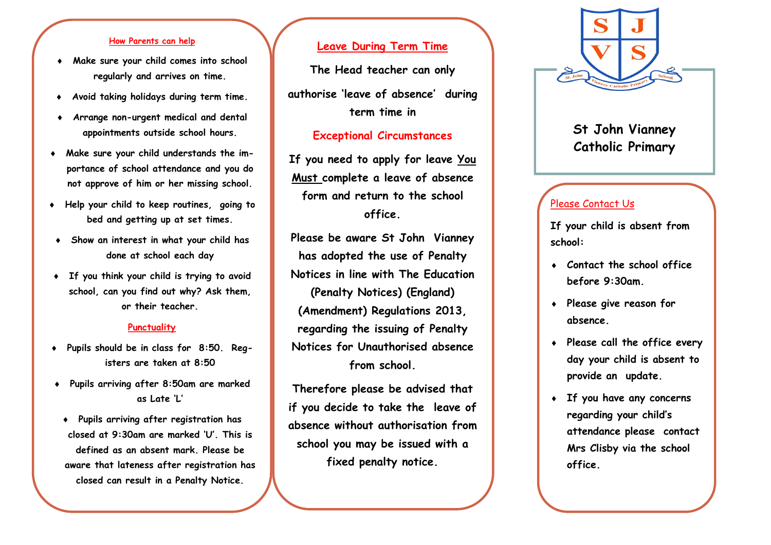## How Parents can help

- Make sure your child comes into school regularly and arrives on time.
- Avoid taking holidays during term time.
- Arrange non-urgent medical and dental appointments outside school hours.
- Make sure your child understands the importance of school attendance and you do not approve of him or her missing school.
- Help your child to keep routines, going to bed and getting up at set times.
- Show an interest in what your child has done at school each day
- If you think your child is trying to avoid school, can you find out why? Ask them, or their teacher.

## Punctuality

- Pupils should be in class for 8:50. Registers are taken at 8:50
- Pupils arriving after 8:50am are marked as Late 'L'
- Pupils arriving after registration has closed at 9:30am are marked 'U'. This is defined as an absent mark. Please be aware that lateness after registration has closed can result in a Penalty Notice.

## Leave During Term Time

**The Head teacher can only authorise 'leave of absence' during term time in**

**Exceptional Circumstances**

**If you need to apply for leave You Must complete a leave of absence form and return to the school office.**

**Please be aware St John Vianney has adopted the use of Penalty Notices in line with The Education (Penalty Notices) (England) (Amendment) Regulations 2013, regarding the issuing of Penalty Notices for Unauthorised absence from school.**

**Therefore please be advised that if you decide to take the leave of absence without authorisation from school you may be issued with a fixed penalty notice.**

SJVS

St John Vianney Catholic Primary School

# St John Vianney Catholic Primary

## Please Contact Us

**If your child is absent from school:**

- **Contact the school office before 9:30am.**
- **Please give reason for absence.**
- **Please call the office every day your child is absent to provide an update.**
- **If you have any concerns regarding your child's attendance please contact Mrs Clisby via the school office.**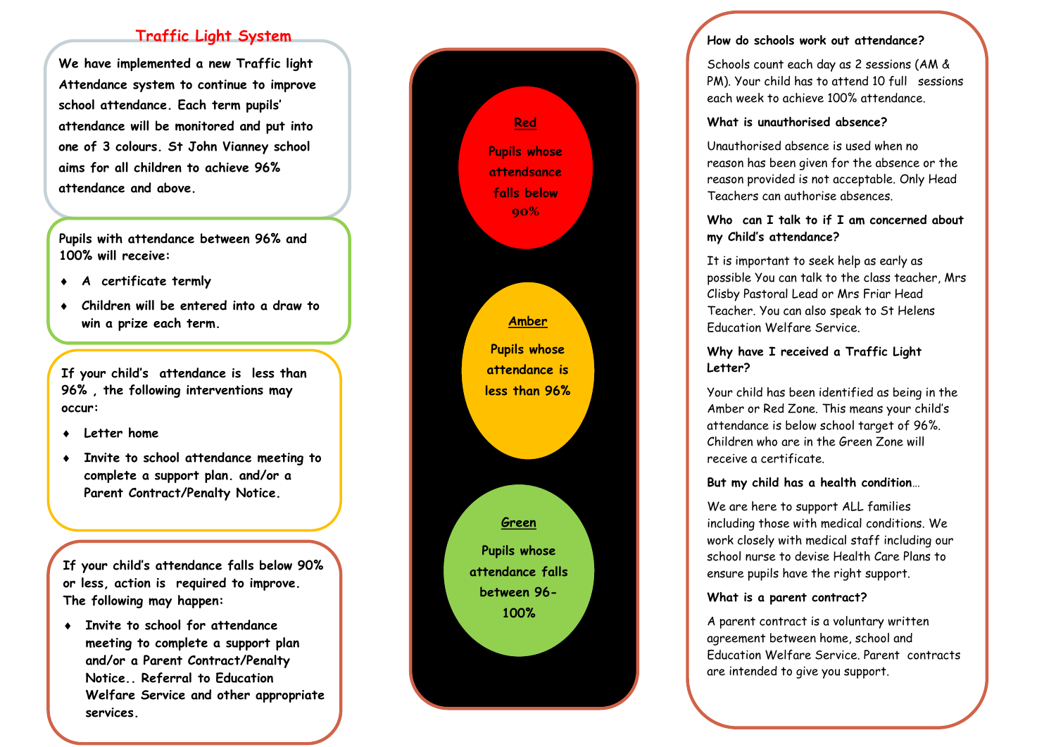## Traffic Light System

**We have implemented a new Traffic light Attendance system to continue to improve school attendance. Each term pupils' attendance will be monitored and put into one of 3 colours. St John Vianney school aims for all children to achieve 96% attendance and above.**

**Pupils with attendance between 96% and 100% will receive:**

- **A certificate termly**
- **Children will be entered into a draw to win a prize each term.**

**If your child's attendance is less than 96% , the following interventions may occur:**

- **Letter home**
- **Invite to school attendance meeting to complete a support plan. and/or a Parent Contract/Penalty Notice.**

**If your child's attendance falls below 90% or less, action is required to improve. The following may happen:**

- **Invite to school for attendance meeting to complete a support plan and/or a Parent Contract/Penalty Notice.. Referral to Education Welfare Service and other appropriate services.**

**Red**

Pupils whose attendsance falls below 90%

**Amber**

Pupils whose attendance is less than 96%

**Green**

Pupils whose attendance falls between 96-100%

**How do schools work out attendance?**

Schools count each day as 2 sessions (AM & PM). Your child has to attend 10 full sessions each week to achieve 100% attendance.

**What is unauthorised absence?**

Unauthorised absence is used when no reason has been given for the absence or the reason provided is not acceptable. Only Head Teachers can authorise absences.

**Who can I talk to if I am concerned about my Child's attendance?**

It is important to seek help as early as possible You can talk to the class teacher, Mrs Clisby Pastoral Lead or Mrs Friar Head Teacher. You can also speak to St Helens Education Welfare Service.

**Why have I received a Traffic Light Letter?**

Your child has been identified as being in the Amber or Red Zone. This means your child's attendance is below school target of 96%. Children who are in the Green Zone will receive a certificate.

**But my child has a health condition…**

We are here to support ALL families including those with medical conditions. We work closely with medical staff including our school nurse to devise Health Care Plans to ensure pupils have the right support.

**What is a parent contract?**

A parent contract is a voluntary written agreement between home, school and Education Welfare Service. Parent contracts are intended to give you support.